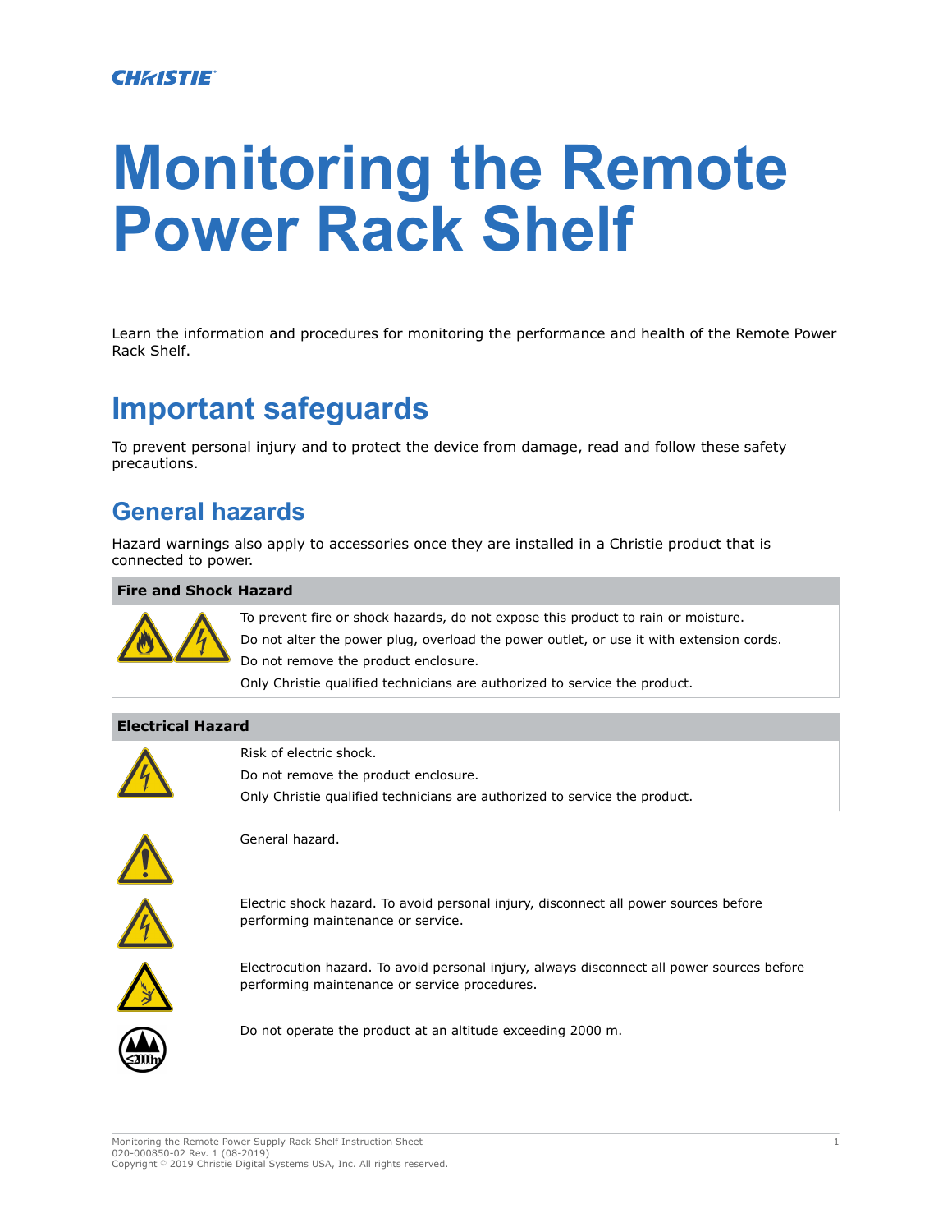# Monitoring the Remote Power Rack Shelf

Learn the information and procedures for monitoring the performance and health of the Remote Power Rack Shelf.

## Important safeguards

To prevent personal injury and to protect the device from damage, read and follow these safety precautions.

### General hazards

Hazard warnings also apply to accessories once they are installed in a Christie product that is connected to power.

**Fire and Shock Hazard**

To prevent fire or shock hazards, do not expose this product to rain or moisture.

Do not alter the power plug, overload the power outlet, or use it with extension cords.

Do not remove the product enclosure.

Only Christie qualified technicians are authorized to service the product.

**Electrical Hazard**

Risk of electric shock.

Do not remove the product enclosure.

Only Christie qualified technicians are authorized to service the product.

General hazard.

Electric shock hazard. To avoid personal injury, disconnect all power sources before performing maintenance or service.

Electrocution hazard. To avoid personal injury, always disconnect all power sources before performing maintenance or service procedures.

Do not operate the product at an altitude exceeding 2000 m.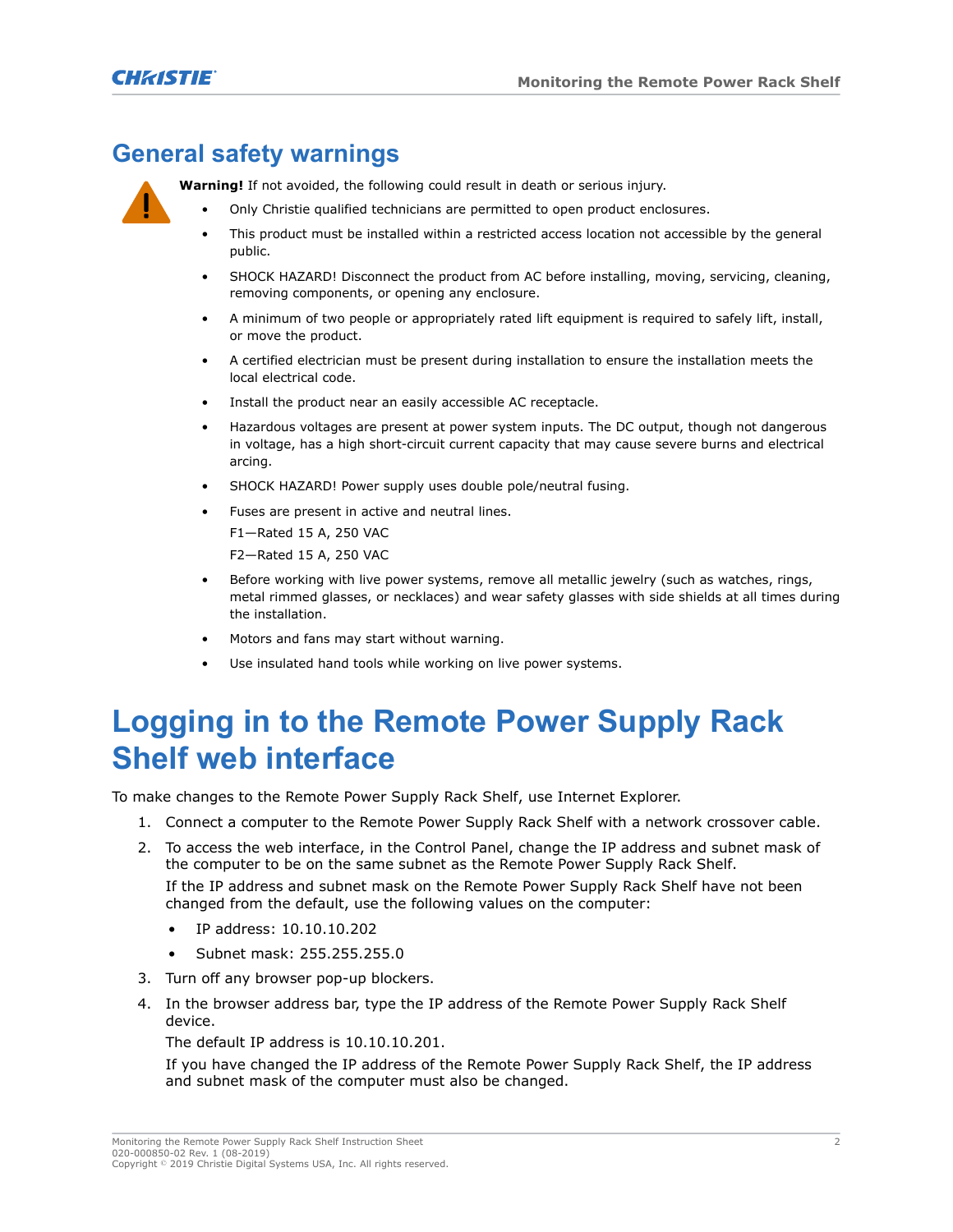## General safety warnings

**Warning!** If not avoided, the following could result in death or serious injury.

- Only Christie qualified technicians are permitted to open product enclosures.
- This product must be installed within a restricted access location not accessible by the general public.
- SHOCK HAZARD! Disconnect the product from AC before installing, moving, servicing, cleaning, removing components, or opening any enclosure.
- A minimum of two people or appropriately rated lift equipment is required to safely lift, install, or move the product.
- A certified electrician must be present during installation to ensure the installation meets the local electrical code.
- Install the product near an easily accessible AC receptacle.
- Hazardous voltages are present at power system inputs. The DC output, though not dangerous in voltage, has a high short-circuit current capacity that may cause severe burns and electrical arcing.
- SHOCK HAZARD! Power supply uses double pole/neutral fusing.
- Fuses are present in active and neutral lines.

  F1—Rated 15 A, 250 VAC

  F2—Rated 15 A, 250 VAC
- Before working with live power systems, remove all metallic jewelry (such as watches, rings, metal rimmed glasses, or necklaces) and wear safety glasses with side shields at all times during the installation.
- Motors and fans may start without warning.
- Use insulated hand tools while working on live power systems.

# Logging in to the Remote Power Supply Rack Shelf web interface

To make changes to the Remote Power Supply Rack Shelf, use Internet Explorer.

1. Connect a computer to the Remote Power Supply Rack Shelf with a network crossover cable.
2. To access the web interface, in the Control Panel, change the IP address and subnet mask of the computer to be on the same subnet as the Remote Power Supply Rack Shelf.

   If the IP address and subnet mask on the Remote Power Supply Rack Shelf have not been changed from the default, use the following values on the computer:

   - IP address: 10.10.10.202
   - Subnet mask: 255.255.255.0
3. Turn off any browser pop-up blockers.
4. In the browser address bar, type the IP address of the Remote Power Supply Rack Shelf device.

   The default IP address is 10.10.10.201.

   If you have changed the IP address of the Remote Power Supply Rack Shelf, the IP address and subnet mask of the computer must also be changed.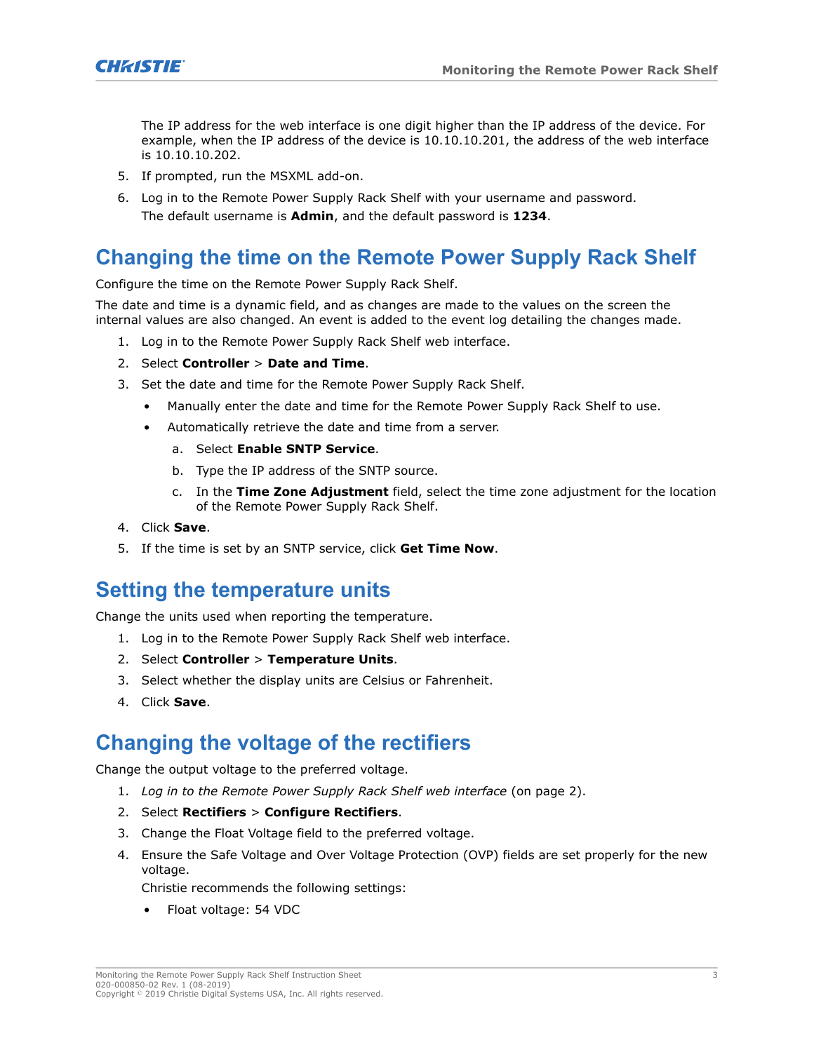The IP address for the web interface is one digit higher than the IP address of the device. For example, when the IP address of the device is 10.10.10.201, the address of the web interface is 10.10.10.202.

5. If prompted, run the MSXML add-on.
6. Log in to the Remote Power Supply Rack Shelf with your username and password.
   The default username is **Admin**, and the default password is **1234**.

## Changing the time on the Remote Power Supply Rack Shelf

Configure the time on the Remote Power Supply Rack Shelf.

The date and time is a dynamic field, and as changes are made to the values on the screen the internal values are also changed. An event is added to the event log detailing the changes made.

1. Log in to the Remote Power Supply Rack Shelf web interface.
2. Select **Controller** > **Date and Time**.
3. Set the date and time for the Remote Power Supply Rack Shelf.
   - Manually enter the date and time for the Remote Power Supply Rack Shelf to use.
   - Automatically retrieve the date and time from a server.
     a. Select **Enable SNTP Service**.
     b. Type the IP address of the SNTP source.
     c. In the **Time Zone Adjustment** field, select the time zone adjustment for the location of the Remote Power Supply Rack Shelf.
4. Click **Save**.
5. If the time is set by an SNTP service, click **Get Time Now**.

## Setting the temperature units

Change the units used when reporting the temperature.

1. Log in to the Remote Power Supply Rack Shelf web interface.
2. Select **Controller** > **Temperature Units**.
3. Select whether the display units are Celsius or Fahrenheit.
4. Click **Save**.

## Changing the voltage of the rectifiers

Change the output voltage to the preferred voltage.

1. *Log in to the Remote Power Supply Rack Shelf web interface* (on page 2).
2. Select **Rectifiers** > **Configure Rectifiers**.
3. Change the Float Voltage field to the preferred voltage.
4. Ensure the Safe Voltage and Over Voltage Protection (OVP) fields are set properly for the new voltage.
   Christie recommends the following settings:
   - Float voltage: 54 VDC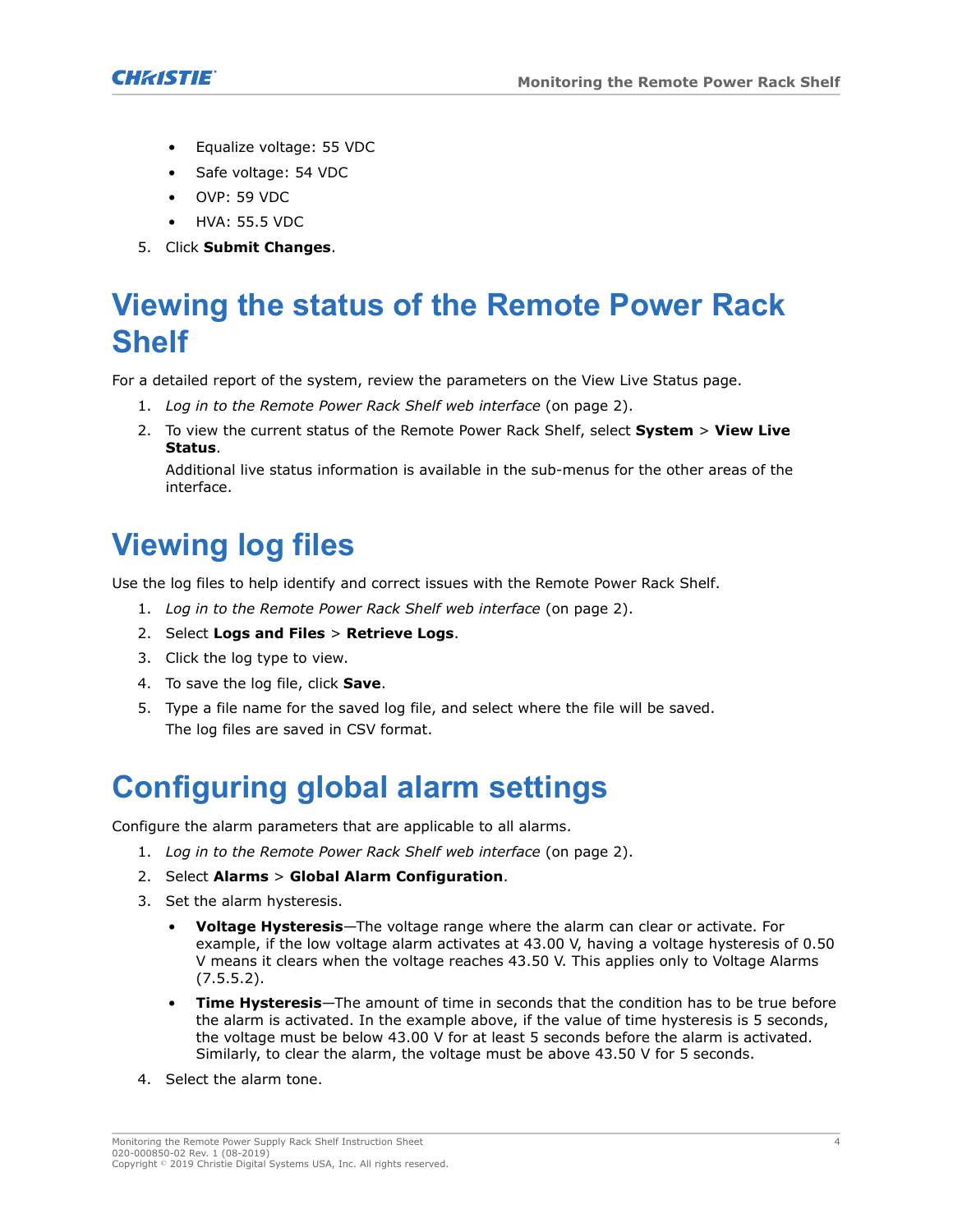- Equalize voltage: 55 VDC
- Safe voltage: 54 VDC
- OVP: 59 VDC
- HVA: 55.5 VDC

5. Click **Submit Changes**.

# Viewing the status of the Remote Power Rack Shelf

For a detailed report of the system, review the parameters on the View Live Status page.

1. *Log in to the Remote Power Rack Shelf web interface* (on page 2).
2. To view the current status of the Remote Power Rack Shelf, select **System** > **View Live Status**.

   Additional live status information is available in the sub-menus for the other areas of the interface.

# Viewing log files

Use the log files to help identify and correct issues with the Remote Power Rack Shelf.

1. *Log in to the Remote Power Rack Shelf web interface* (on page 2).
2. Select **Logs and Files** > **Retrieve Logs**.
3. Click the log type to view.
4. To save the log file, click **Save**.
5. Type a file name for the saved log file, and select where the file will be saved.

   The log files are saved in CSV format.

# Configuring global alarm settings

Configure the alarm parameters that are applicable to all alarms.

1. *Log in to the Remote Power Rack Shelf web interface* (on page 2).
2. Select **Alarms** > **Global Alarm Configuration**.
3. Set the alarm hysteresis.
   - **Voltage Hysteresis**—The voltage range where the alarm can clear or activate. For example, if the low voltage alarm activates at 43.00 V, having a voltage hysteresis of 0.50 V means it clears when the voltage reaches 43.50 V. This applies only to Voltage Alarms (7.5.5.2).
   - **Time Hysteresis**—The amount of time in seconds that the condition has to be true before the alarm is activated. In the example above, if the value of time hysteresis is 5 seconds, the voltage must be below 43.00 V for at least 5 seconds before the alarm is activated. Similarly, to clear the alarm, the voltage must be above 43.50 V for 5 seconds.
4. Select the alarm tone.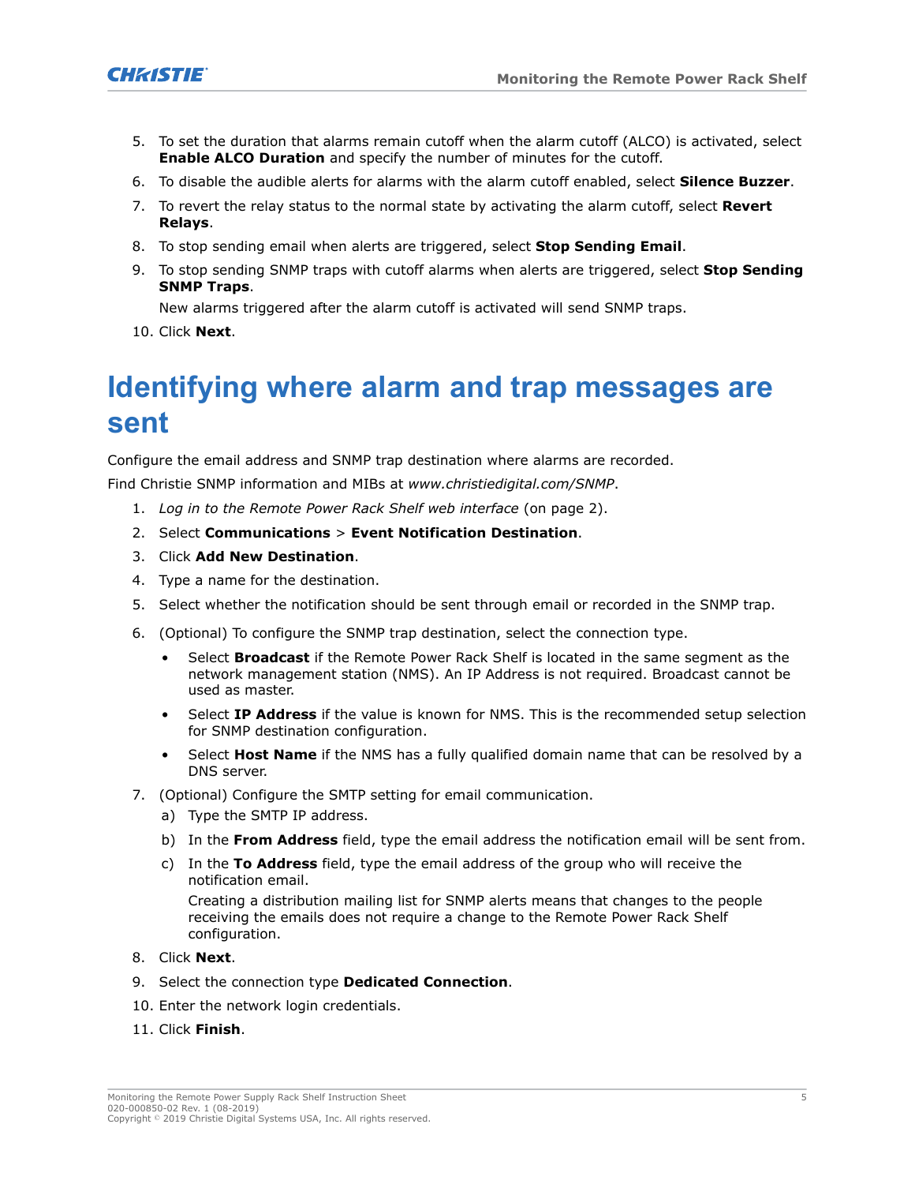5. To set the duration that alarms remain cutoff when the alarm cutoff (ALCO) is activated, select **Enable ALCO Duration** and specify the number of minutes for the cutoff.
6. To disable the audible alerts for alarms with the alarm cutoff enabled, select **Silence Buzzer**.
7. To revert the relay status to the normal state by activating the alarm cutoff, select **Revert Relays**.
8. To stop sending email when alerts are triggered, select **Stop Sending Email**.
9. To stop sending SNMP traps with cutoff alarms when alerts are triggered, select **Stop Sending SNMP Traps**.

   New alarms triggered after the alarm cutoff is activated will send SNMP traps.
10. Click **Next**.

# Identifying where alarm and trap messages are sent

Configure the email address and SNMP trap destination where alarms are recorded.

Find Christie SNMP information and MIBs at *www.christiedigital.com/SNMP*.

1. *Log in to the Remote Power Rack Shelf web interface* (on page 2).
2. Select **Communications** > **Event Notification Destination**.
3. Click **Add New Destination**.
4. Type a name for the destination.
5. Select whether the notification should be sent through email or recorded in the SNMP trap.
6. (Optional) To configure the SNMP trap destination, select the connection type.
   - Select **Broadcast** if the Remote Power Rack Shelf is located in the same segment as the network management station (NMS). An IP Address is not required. Broadcast cannot be used as master.
   - Select **IP Address** if the value is known for NMS. This is the recommended setup selection for SNMP destination configuration.
   - Select **Host Name** if the NMS has a fully qualified domain name that can be resolved by a DNS server.
7. (Optional) Configure the SMTP setting for email communication.
   a) Type the SMTP IP address.
   b) In the **From Address** field, type the email address the notification email will be sent from.
   c) In the **To Address** field, type the email address of the group who will receive the notification email.

      Creating a distribution mailing list for SNMP alerts means that changes to the people receiving the emails does not require a change to the Remote Power Rack Shelf configuration.
8. Click **Next**.
9. Select the connection type **Dedicated Connection**.
10. Enter the network login credentials.
11. Click **Finish**.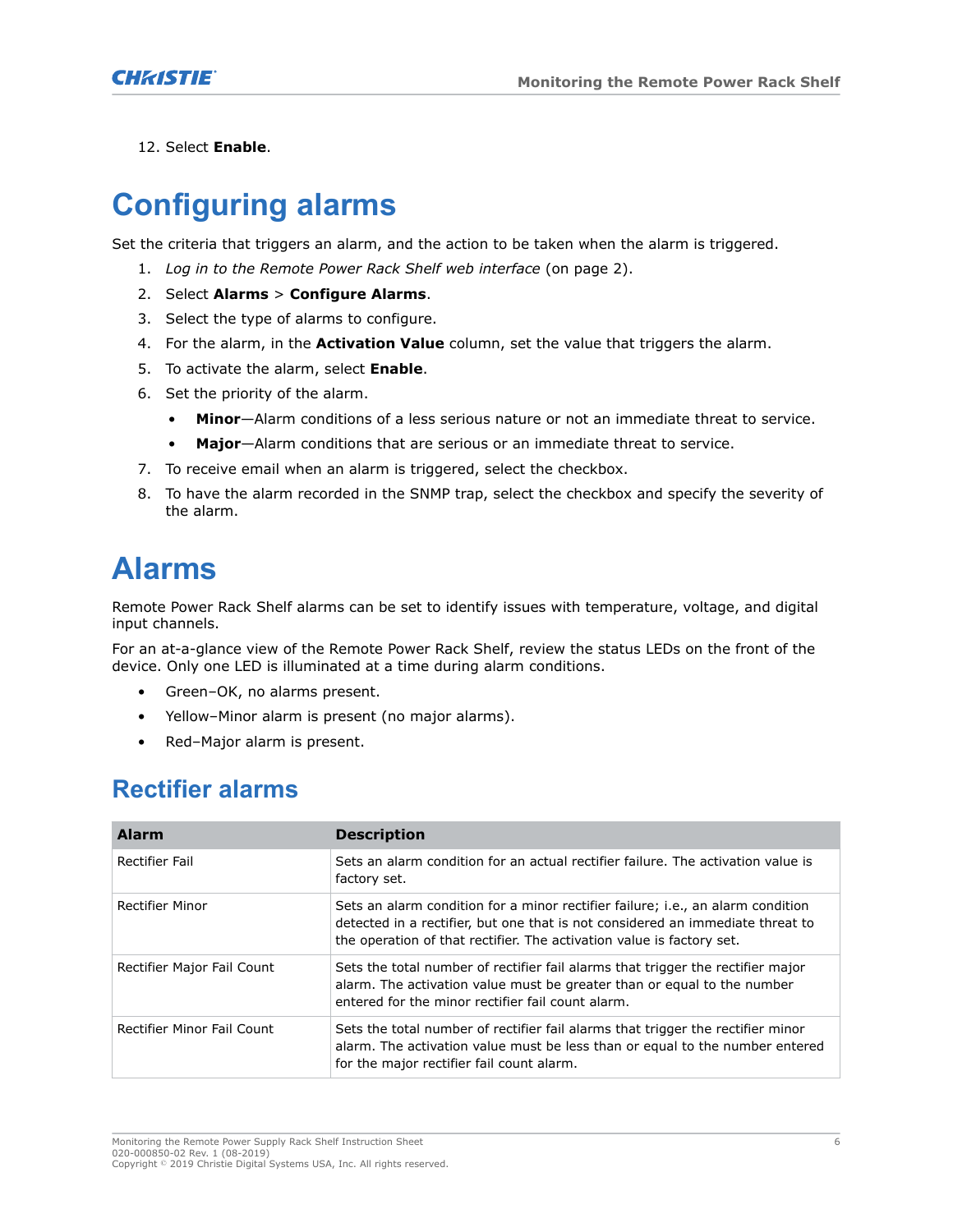12. Select **Enable**.

# Configuring alarms

Set the criteria that triggers an alarm, and the action to be taken when the alarm is triggered.

1. *Log in to the Remote Power Rack Shelf web interface* (on page 2).
2. Select **Alarms** > **Configure Alarms**.
3. Select the type of alarms to configure.
4. For the alarm, in the **Activation Value** column, set the value that triggers the alarm.
5. To activate the alarm, select **Enable**.
6. Set the priority of the alarm.
   - **Minor**—Alarm conditions of a less serious nature or not an immediate threat to service.
   - **Major**—Alarm conditions that are serious or an immediate threat to service.
7. To receive email when an alarm is triggered, select the checkbox.
8. To have the alarm recorded in the SNMP trap, select the checkbox and specify the severity of the alarm.

# Alarms

Remote Power Rack Shelf alarms can be set to identify issues with temperature, voltage, and digital input channels.

For an at-a-glance view of the Remote Power Rack Shelf, review the status LEDs on the front of the device. Only one LED is illuminated at a time during alarm conditions.

- Green–OK, no alarms present.
- Yellow–Minor alarm is present (no major alarms).
- Red–Major alarm is present.

## Rectifier alarms

| Alarm | Description |
|---|---|
| Rectifier Fail | Sets an alarm condition for an actual rectifier failure. The activation value is factory set. |
| Rectifier Minor | Sets an alarm condition for a minor rectifier failure; i.e., an alarm condition detected in a rectifier, but one that is not considered an immediate threat to the operation of that rectifier. The activation value is factory set. |
| Rectifier Major Fail Count | Sets the total number of rectifier fail alarms that trigger the rectifier major alarm. The activation value must be greater than or equal to the number entered for the minor rectifier fail count alarm. |
| Rectifier Minor Fail Count | Sets the total number of rectifier fail alarms that trigger the rectifier minor alarm. The activation value must be less than or equal to the number entered for the major rectifier fail count alarm. |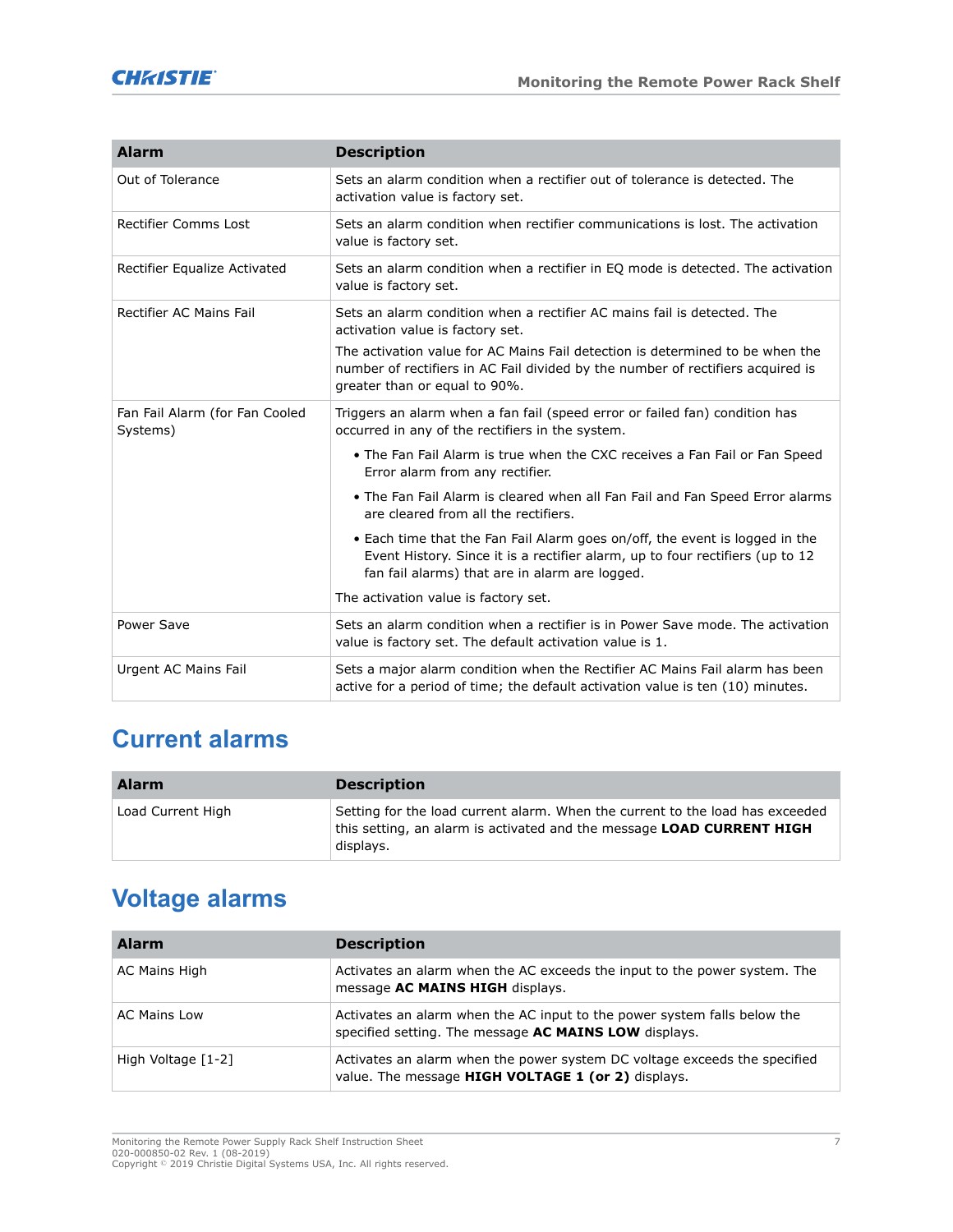| Alarm | Description |
| --- | --- |
| Out of Tolerance | Sets an alarm condition when a rectifier out of tolerance is detected. The activation value is factory set. |
| Rectifier Comms Lost | Sets an alarm condition when rectifier communications is lost. The activation value is factory set. |
| Rectifier Equalize Activated | Sets an alarm condition when a rectifier in EQ mode is detected. The activation value is factory set. |
| Rectifier AC Mains Fail | Sets an alarm condition when a rectifier AC mains fail is detected. The activation value is factory set.<br>The activation value for AC Mains Fail detection is determined to be when the number of rectifiers in AC Fail divided by the number of rectifiers acquired is greater than or equal to 90%. |
| Fan Fail Alarm (for Fan Cooled Systems) | Triggers an alarm when a fan fail (speed error or failed fan) condition has occurred in any of the rectifiers in the system.<br>• The Fan Fail Alarm is true when the CXC receives a Fan Fail or Fan Speed Error alarm from any rectifier.<br>• The Fan Fail Alarm is cleared when all Fan Fail and Fan Speed Error alarms are cleared from all the rectifiers.<br>• Each time that the Fan Fail Alarm goes on/off, the event is logged in the Event History. Since it is a rectifier alarm, up to four rectifiers (up to 12 fan fail alarms) that are in alarm are logged.<br>The activation value is factory set. |
| Power Save | Sets an alarm condition when a rectifier is in Power Save mode. The activation value is factory set. The default activation value is 1. |
| Urgent AC Mains Fail | Sets a major alarm condition when the Rectifier AC Mains Fail alarm has been active for a period of time; the default activation value is ten (10) minutes. |

## Current alarms

| Alarm | Description |
| --- | --- |
| Load Current High | Setting for the load current alarm. When the current to the load has exceeded this setting, an alarm is activated and the message **LOAD CURRENT HIGH** displays. |

## Voltage alarms

| Alarm | Description |
| --- | --- |
| AC Mains High | Activates an alarm when the AC exceeds the input to the power system. The message **AC MAINS HIGH** displays. |
| AC Mains Low | Activates an alarm when the AC input to the power system falls below the specified setting. The message **AC MAINS LOW** displays. |
| High Voltage [1-2] | Activates an alarm when the power system DC voltage exceeds the specified value. The message **HIGH VOLTAGE 1 (or 2)** displays. |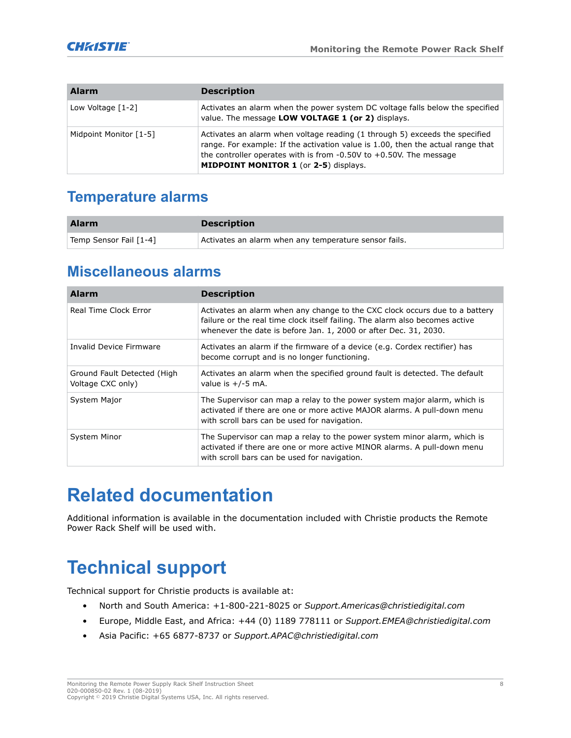| Alarm | Description |
| --- | --- |
| Low Voltage [1-2] | Activates an alarm when the power system DC voltage falls below the specified value. The message **LOW VOLTAGE 1 (or 2)** displays. |
| Midpoint Monitor [1-5] | Activates an alarm when voltage reading (1 through 5) exceeds the specified range. For example: If the activation value is 1.00, then the actual range that the controller operates with is from -0.50V to +0.50V. The message **MIDPOINT MONITOR 1** (or **2-5**) displays. |

## Temperature alarms

| Alarm | Description |
| --- | --- |
| Temp Sensor Fail [1-4] | Activates an alarm when any temperature sensor fails. |

## Miscellaneous alarms

| Alarm | Description |
| --- | --- |
| Real Time Clock Error | Activates an alarm when any change to the CXC clock occurs due to a battery failure or the real time clock itself failing. The alarm also becomes active whenever the date is before Jan. 1, 2000 or after Dec. 31, 2030. |
| Invalid Device Firmware | Activates an alarm if the firmware of a device (e.g. Cordex rectifier) has become corrupt and is no longer functioning. |
| Ground Fault Detected (High Voltage CXC only) | Activates an alarm when the specified ground fault is detected. The default value is +/-5 mA. |
| System Major | The Supervisor can map a relay to the power system major alarm, which is activated if there are one or more active MAJOR alarms. A pull-down menu with scroll bars can be used for navigation. |
| System Minor | The Supervisor can map a relay to the power system minor alarm, which is activated if there are one or more active MINOR alarms. A pull-down menu with scroll bars can be used for navigation. |

# Related documentation

Additional information is available in the documentation included with Christie products the Remote Power Rack Shelf will be used with.

# Technical support

Technical support for Christie products is available at:

- North and South America: +1-800-221-8025 or *Support.Americas@christiedigital.com*
- Europe, Middle East, and Africa: +44 (0) 1189 778111 or *Support.EMEA@christiedigital.com*
- Asia Pacific: +65 6877-8737 or *Support.APAC@christiedigital.com*